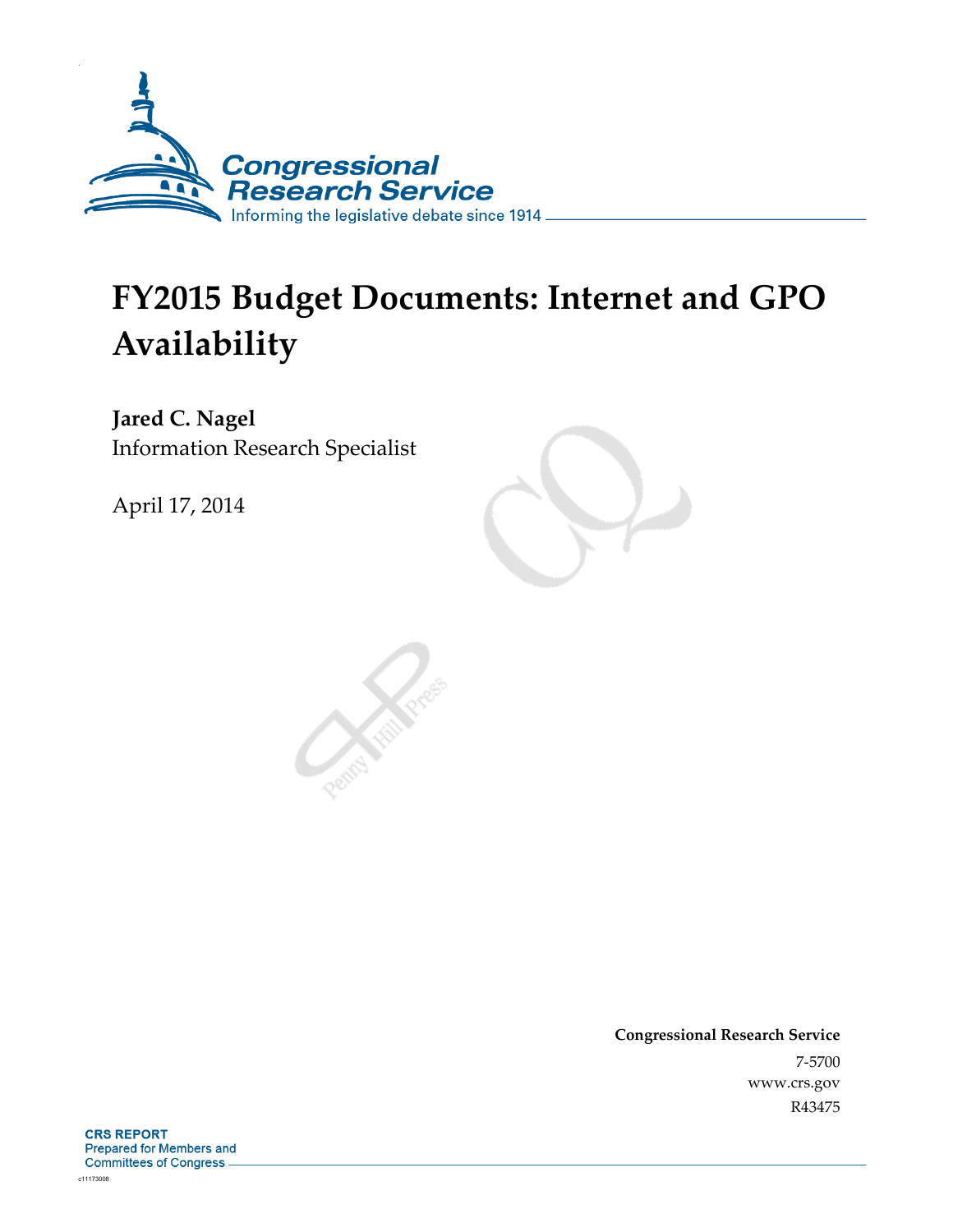Congressional Research Service

Informing the legislative debate since 1914

# FY2015 Budget Documents: Internet and GPO Availability

**Jared C. Nagel**
Information Research Specialist

April 17, 2014

**Congressional Research Service**
7-5700
www.crs.gov
R43475

**CRS REPORT**
Prepared for Members and
Committees of Congress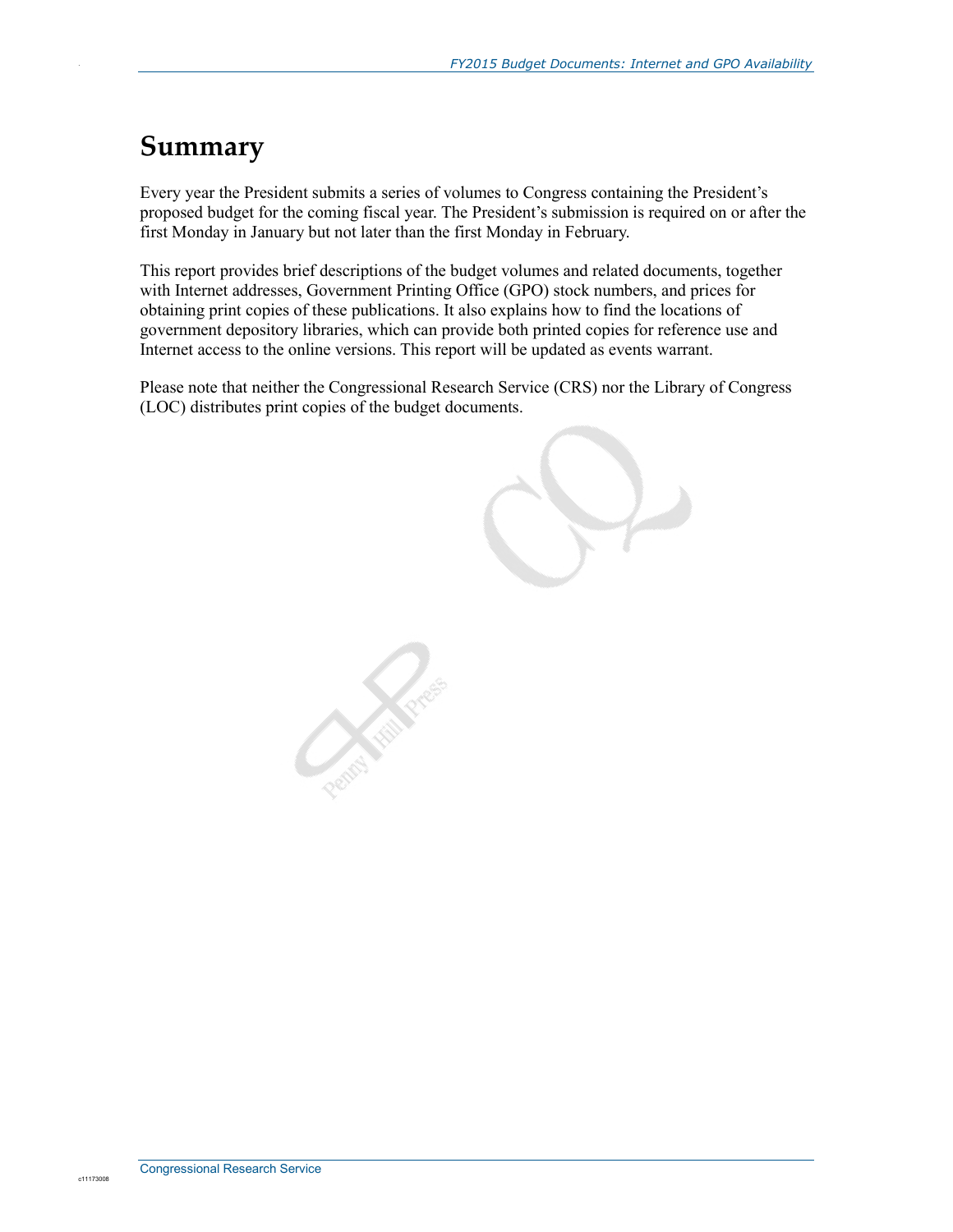# Summary

Every year the President submits a series of volumes to Congress containing the President's proposed budget for the coming fiscal year. The President's submission is required on or after the first Monday in January but not later than the first Monday in February.

This report provides brief descriptions of the budget volumes and related documents, together with Internet addresses, Government Printing Office (GPO) stock numbers, and prices for obtaining print copies of these publications. It also explains how to find the locations of government depository libraries, which can provide both printed copies for reference use and Internet access to the online versions. This report will be updated as events warrant.

Please note that neither the Congressional Research Service (CRS) nor the Library of Congress (LOC) distributes print copies of the budget documents.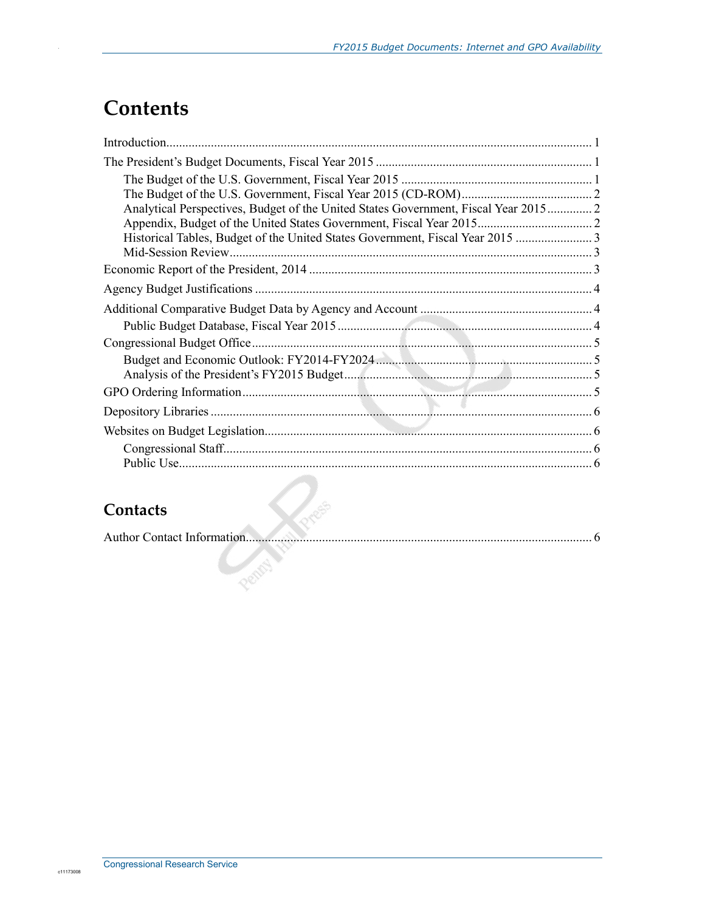# Contents

Introduction .......... 1

The President's Budget Documents, Fiscal Year 2015 .......... 1

- The Budget of the U.S. Government, Fiscal Year 2015 .......... 1
- The Budget of the U.S. Government, Fiscal Year 2015 (CD-ROM) .......... 2
- Analytical Perspectives, Budget of the United States Government, Fiscal Year 2015 .......... 2
- Appendix, Budget of the United States Government, Fiscal Year 2015 .......... 2
- Historical Tables, Budget of the United States Government, Fiscal Year 2015 .......... 3
- Mid-Session Review .......... 3

Economic Report of the President, 2014 .......... 3

Agency Budget Justifications .......... 4

Additional Comparative Budget Data by Agency and Account .......... 4

- Public Budget Database, Fiscal Year 2015 .......... 4

Congressional Budget Office .......... 5

- Budget and Economic Outlook: FY2014-FY2024 .......... 5
- Analysis of the President's FY2015 Budget .......... 5

GPO Ordering Information .......... 5

Depository Libraries .......... 6

Websites on Budget Legislation .......... 6

- Congressional Staff .......... 6
- Public Use .......... 6

## Contacts

Author Contact Information .......... 6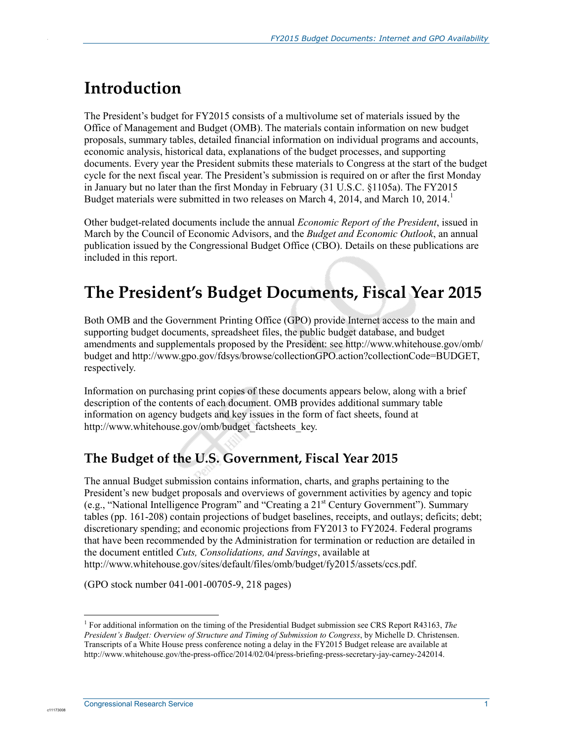# Introduction

The President's budget for FY2015 consists of a multivolume set of materials issued by the Office of Management and Budget (OMB). The materials contain information on new budget proposals, summary tables, detailed financial information on individual programs and accounts, economic analysis, historical data, explanations of the budget processes, and supporting documents. Every year the President submits these materials to Congress at the start of the budget cycle for the next fiscal year. The President's submission is required on or after the first Monday in January but no later than the first Monday in February (31 U.S.C. §1105a). The FY2015 Budget materials were submitted in two releases on March 4, 2014, and March 10, 2014.[1]

Other budget-related documents include the annual *Economic Report of the President*, issued in March by the Council of Economic Advisors, and the *Budget and Economic Outlook*, an annual publication issued by the Congressional Budget Office (CBO). Details on these publications are included in this report.

# The President's Budget Documents, Fiscal Year 2015

Both OMB and the Government Printing Office (GPO) provide Internet access to the main and supporting budget documents, spreadsheet files, the public budget database, and budget amendments and supplementals proposed by the President: see http://www.whitehouse.gov/omb/budget and http://www.gpo.gov/fdsys/browse/collectionGPO.action?collectionCode=BUDGET, respectively.

Information on purchasing print copies of these documents appears below, along with a brief description of the contents of each document. OMB provides additional summary table information on agency budgets and key issues in the form of fact sheets, found at http://www.whitehouse.gov/omb/budget_factsheets_key.

## The Budget of the U.S. Government, Fiscal Year 2015

The annual Budget submission contains information, charts, and graphs pertaining to the President's new budget proposals and overviews of government activities by agency and topic (e.g., "National Intelligence Program" and "Creating a 21st Century Government"). Summary tables (pp. 161-208) contain projections of budget baselines, receipts, and outlays; deficits; debt; discretionary spending; and economic projections from FY2013 to FY2024. Federal programs that have been recommended by the Administration for termination or reduction are detailed in the document entitled *Cuts, Consolidations, and Savings*, available at http://www.whitehouse.gov/sites/default/files/omb/budget/fy2015/assets/ccs.pdf.

(GPO stock number 041-001-00705-9, 218 pages)

---

[1] For additional information on the timing of the Presidential Budget submission see CRS Report R43163, *The President's Budget: Overview of Structure and Timing of Submission to Congress*, by Michelle D. Christensen. Transcripts of a White House press conference noting a delay in the FY2015 Budget release are available at http://www.whitehouse.gov/the-press-office/2014/02/04/press-briefing-press-secretary-jay-carney-242014.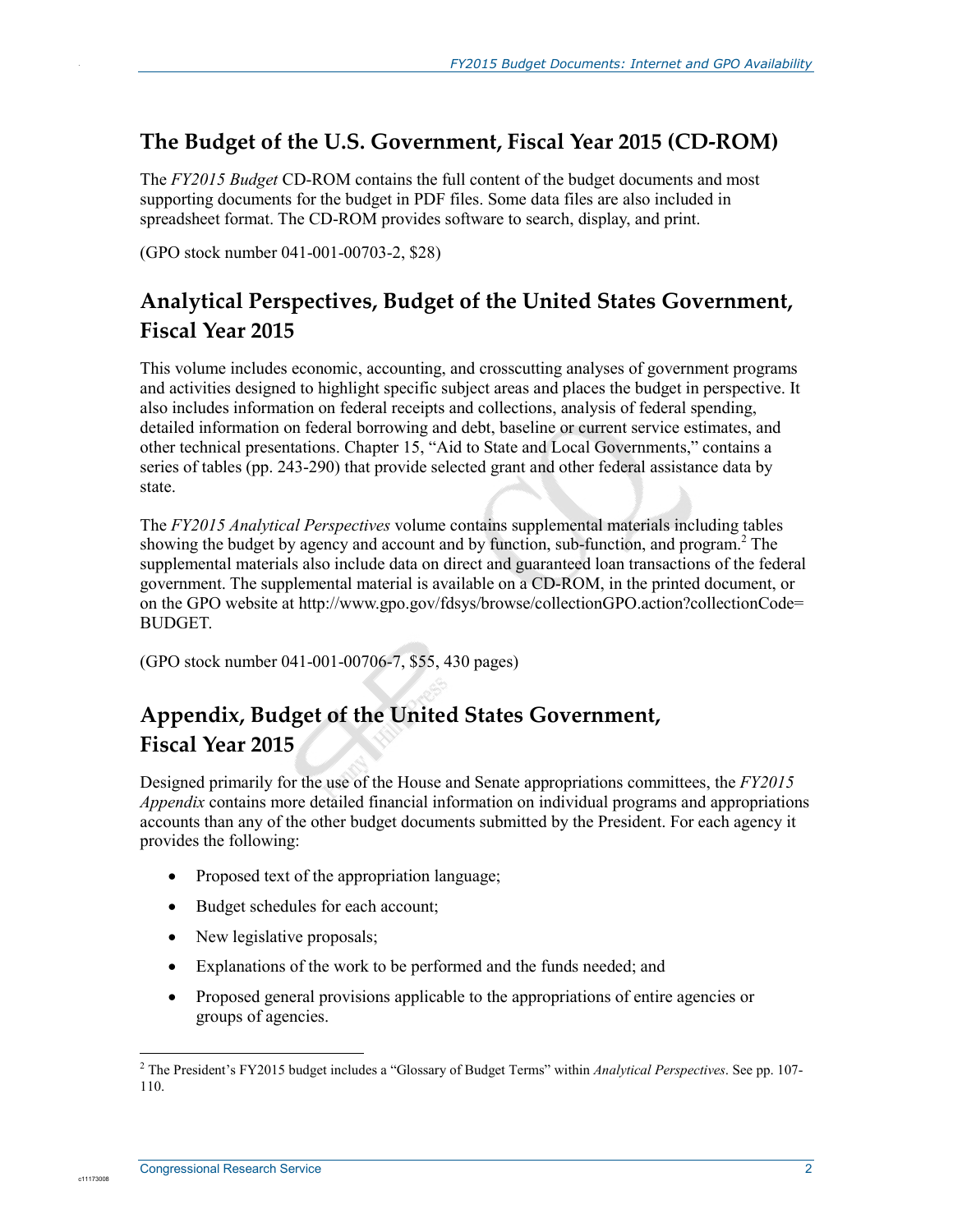## The Budget of the U.S. Government, Fiscal Year 2015 (CD-ROM)

The *FY2015 Budget* CD-ROM contains the full content of the budget documents and most supporting documents for the budget in PDF files. Some data files are also included in spreadsheet format. The CD-ROM provides software to search, display, and print.

(GPO stock number 041-001-00703-2, $28)

## Analytical Perspectives, Budget of the United States Government, Fiscal Year 2015

This volume includes economic, accounting, and crosscutting analyses of government programs and activities designed to highlight specific subject areas and places the budget in perspective. It also includes information on federal receipts and collections, analysis of federal spending, detailed information on federal borrowing and debt, baseline or current service estimates, and other technical presentations. Chapter 15, "Aid to State and Local Governments," contains a series of tables (pp. 243-290) that provide selected grant and other federal assistance data by state.

The *FY2015 Analytical Perspectives* volume contains supplemental materials including tables showing the budget by agency and account and by function, sub-function, and program.[2] The supplemental materials also include data on direct and guaranteed loan transactions of the federal government. The supplemental material is available on a CD-ROM, in the printed document, or on the GPO website at http://www.gpo.gov/fdsys/browse/collectionGPO.action?collectionCode=BUDGET.

(GPO stock number 041-001-00706-7, $55, 430 pages)

## Appendix, Budget of the United States Government, Fiscal Year 2015

Designed primarily for the use of the House and Senate appropriations committees, the *FY2015 Appendix* contains more detailed financial information on individual programs and appropriations accounts than any of the other budget documents submitted by the President. For each agency it provides the following:

- Proposed text of the appropriation language;
- Budget schedules for each account;
- New legislative proposals;
- Explanations of the work to be performed and the funds needed; and
- Proposed general provisions applicable to the appropriations of entire agencies or groups of agencies.

[2] The President's FY2015 budget includes a "Glossary of Budget Terms" within *Analytical Perspectives*. See pp. 107-110.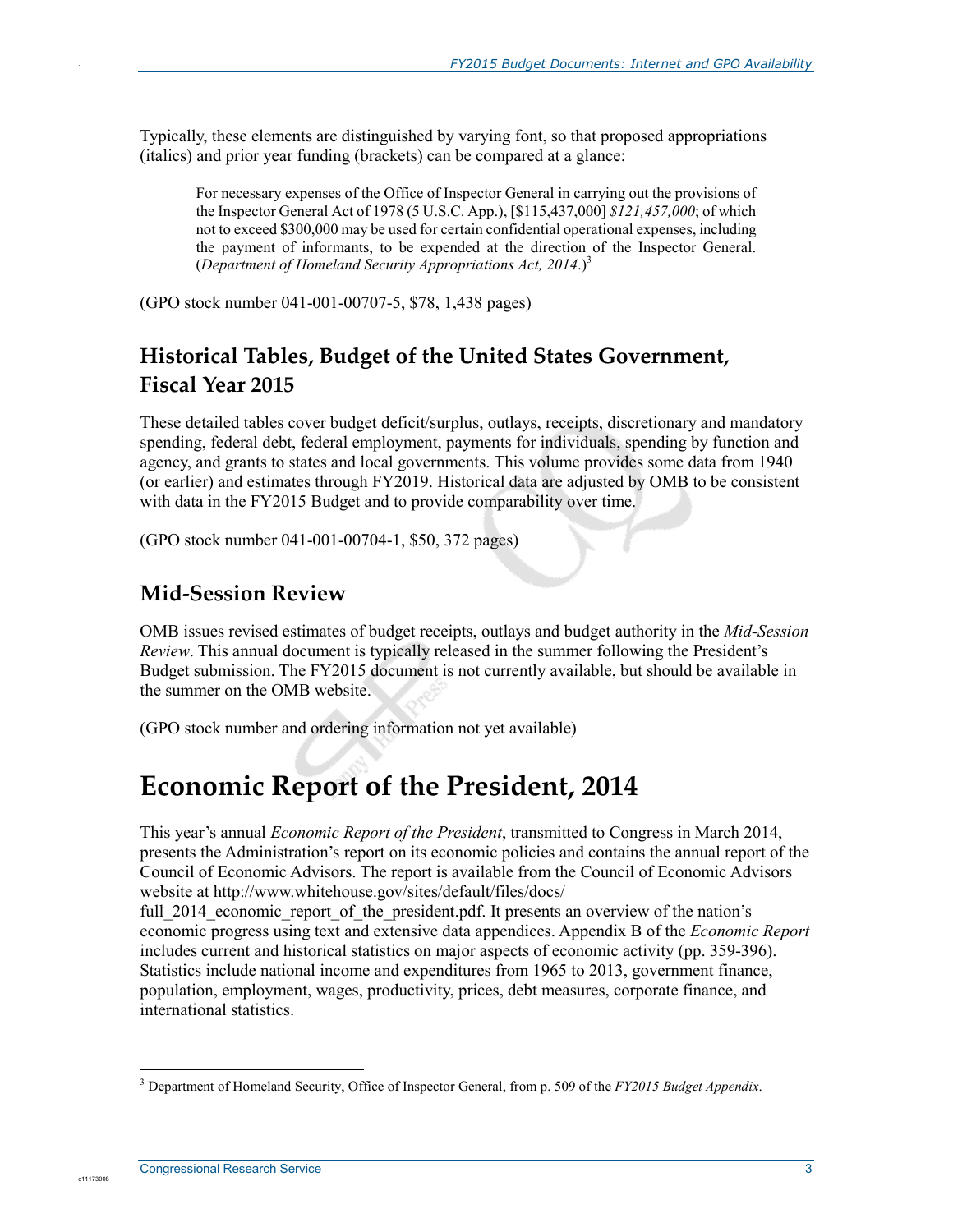Typically, these elements are distinguished by varying font, so that proposed appropriations (italics) and prior year funding (brackets) can be compared at a glance:

> For necessary expenses of the Office of Inspector General in carrying out the provisions of the Inspector General Act of 1978 (5 U.S.C. App.), [$115,437,000] *$121,457,000*; of which not to exceed $300,000 may be used for certain confidential operational expenses, including the payment of informants, to be expended at the direction of the Inspector General. (*Department of Homeland Security Appropriations Act, 2014*.)[3]

(GPO stock number 041-001-00707-5, $78, 1,438 pages)

### Historical Tables, Budget of the United States Government, Fiscal Year 2015

These detailed tables cover budget deficit/surplus, outlays, receipts, discretionary and mandatory spending, federal debt, federal employment, payments for individuals, spending by function and agency, and grants to states and local governments. This volume provides some data from 1940 (or earlier) and estimates through FY2019. Historical data are adjusted by OMB to be consistent with data in the FY2015 Budget and to provide comparability over time.

(GPO stock number 041-001-00704-1, $50, 372 pages)

### Mid-Session Review

OMB issues revised estimates of budget receipts, outlays and budget authority in the *Mid-Session Review*. This annual document is typically released in the summer following the President's Budget submission. The FY2015 document is not currently available, but should be available in the summer on the OMB website.

(GPO stock number and ordering information not yet available)

## Economic Report of the President, 2014

This year's annual *Economic Report of the President*, transmitted to Congress in March 2014, presents the Administration's report on its economic policies and contains the annual report of the Council of Economic Advisors. The report is available from the Council of Economic Advisors website at http://www.whitehouse.gov/sites/default/files/docs/full_2014_economic_report_of_the_president.pdf. It presents an overview of the nation's economic progress using text and extensive data appendices. Appendix B of the *Economic Report* includes current and historical statistics on major aspects of economic activity (pp. 359-396). Statistics include national income and expenditures from 1965 to 2013, government finance, population, employment, wages, productivity, prices, debt measures, corporate finance, and international statistics.

---

[3] Department of Homeland Security, Office of Inspector General, from p. 509 of the *FY2015 Budget Appendix*.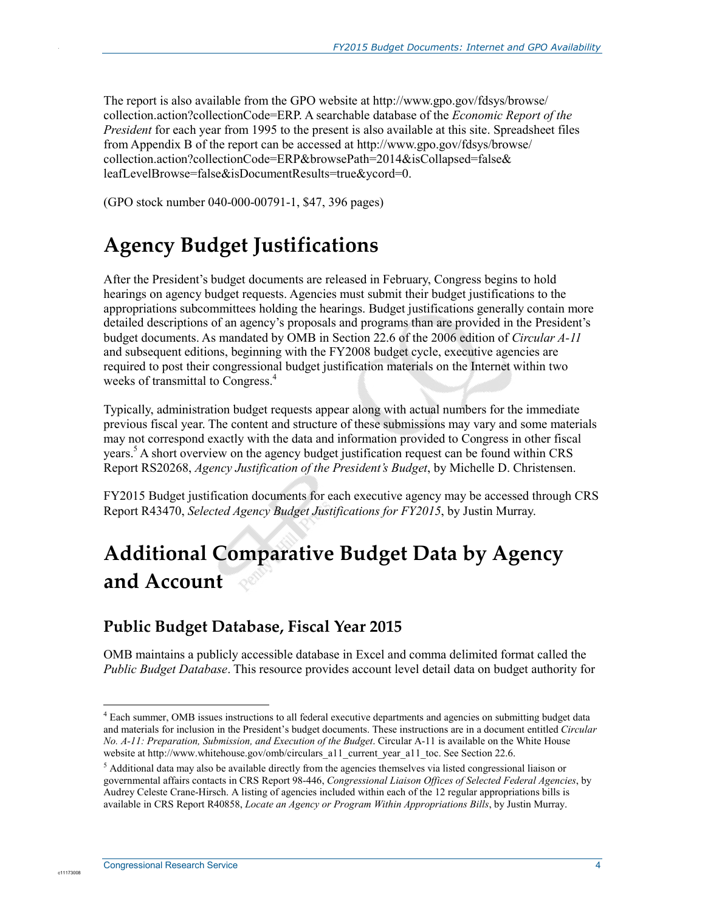The report is also available from the GPO website at http://www.gpo.gov/fdsys/browse/collection.action?collectionCode=ERP. A searchable database of the *Economic Report of the President* for each year from 1995 to the present is also available at this site. Spreadsheet files from Appendix B of the report can be accessed at http://www.gpo.gov/fdsys/browse/collection.action?collectionCode=ERP&browsePath=2014&isCollapsed=false&leafLevelBrowse=false&isDocumentResults=true&ycord=0.

(GPO stock number 040-000-00791-1, $47, 396 pages)

# Agency Budget Justifications

After the President's budget documents are released in February, Congress begins to hold hearings on agency budget requests. Agencies must submit their budget justifications to the appropriations subcommittees holding the hearings. Budget justifications generally contain more detailed descriptions of an agency's proposals and programs than are provided in the President's budget documents. As mandated by OMB in Section 22.6 of the 2006 edition of *Circular A-11* and subsequent editions, beginning with the FY2008 budget cycle, executive agencies are required to post their congressional budget justification materials on the Internet within two weeks of transmittal to Congress.[4]

Typically, administration budget requests appear along with actual numbers for the immediate previous fiscal year. The content and structure of these submissions may vary and some materials may not correspond exactly with the data and information provided to Congress in other fiscal years.[5] A short overview on the agency budget justification request can be found within CRS Report RS20268, *Agency Justification of the President's Budget*, by Michelle D. Christensen.

FY2015 Budget justification documents for each executive agency may be accessed through CRS Report R43470, *Selected Agency Budget Justifications for FY2015*, by Justin Murray.

# Additional Comparative Budget Data by Agency and Account

## Public Budget Database, Fiscal Year 2015

OMB maintains a publicly accessible database in Excel and comma delimited format called the *Public Budget Database*. This resource provides account level detail data on budget authority for

---

[4] Each summer, OMB issues instructions to all federal executive departments and agencies on submitting budget data and materials for inclusion in the President's budget documents. These instructions are in a document entitled *Circular No. A-11: Preparation, Submission, and Execution of the Budget*. Circular A-11 is available on the White House website at http://www.whitehouse.gov/omb/circulars_a11_current_year_a11_toc. See Section 22.6.

[5] Additional data may also be available directly from the agencies themselves via listed congressional liaison or governmental affairs contacts in CRS Report 98-446, *Congressional Liaison Offices of Selected Federal Agencies*, by Audrey Celeste Crane-Hirsch. A listing of agencies included within each of the 12 regular appropriations bills is available in CRS Report R40858, *Locate an Agency or Program Within Appropriations Bills*, by Justin Murray.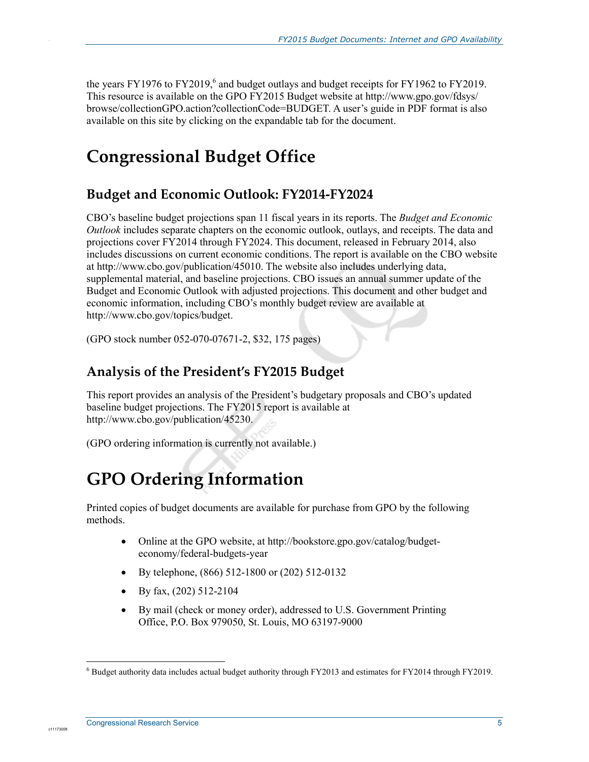the years FY1976 to FY2019,[6] and budget outlays and budget receipts for FY1962 to FY2019. This resource is available on the GPO FY2015 Budget website at http://www.gpo.gov/fdsys/browse/collectionGPO.action?collectionCode=BUDGET. A user's guide in PDF format is also available on this site by clicking on the expandable tab for the document.

# Congressional Budget Office

## Budget and Economic Outlook: FY2014-FY2024

CBO's baseline budget projections span 11 fiscal years in its reports. The *Budget and Economic Outlook* includes separate chapters on the economic outlook, outlays, and receipts. The data and projections cover FY2014 through FY2024. This document, released in February 2014, also includes discussions on current economic conditions. The report is available on the CBO website at http://www.cbo.gov/publication/45010. The website also includes underlying data, supplemental material, and baseline projections. CBO issues an annual summer update of the Budget and Economic Outlook with adjusted projections. This document and other budget and economic information, including CBO's monthly budget review are available at http://www.cbo.gov/topics/budget.

(GPO stock number 052-070-07671-2, $32, 175 pages)

## Analysis of the President's FY2015 Budget

This report provides an analysis of the President's budgetary proposals and CBO's updated baseline budget projections. The FY2015 report is available at http://www.cbo.gov/publication/45230.

(GPO ordering information is currently not available.)

# GPO Ordering Information

Printed copies of budget documents are available for purchase from GPO by the following methods.

- Online at the GPO website, at http://bookstore.gpo.gov/catalog/budget-economy/federal-budgets-year
- By telephone, (866) 512-1800 or (202) 512-0132
- By fax, (202) 512-2104
- By mail (check or money order), addressed to U.S. Government Printing Office, P.O. Box 979050, St. Louis, MO 63197-9000

[6] Budget authority data includes actual budget authority through FY2013 and estimates for FY2014 through FY2019.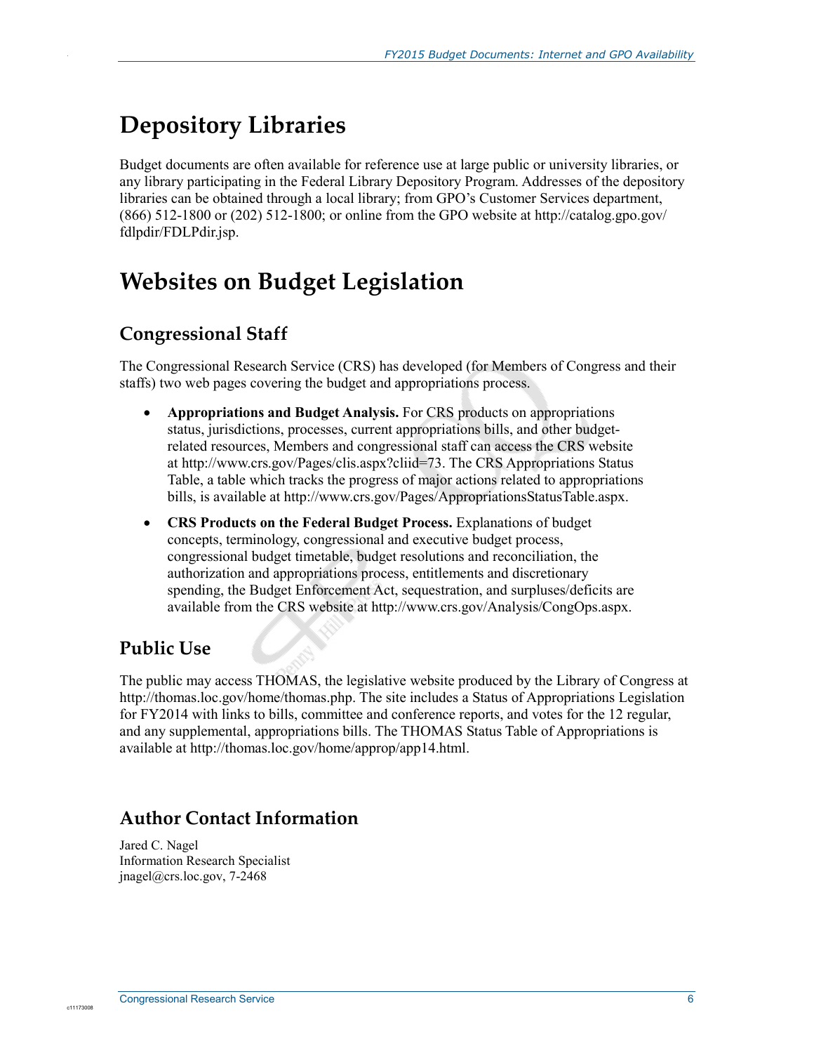# Depository Libraries

Budget documents are often available for reference use at large public or university libraries, or any library participating in the Federal Library Depository Program. Addresses of the depository libraries can be obtained through a local library; from GPO's Customer Services department, (866) 512-1800 or (202) 512-1800; or online from the GPO website at http://catalog.gpo.gov/fdlpdir/FDLPdir.jsp.

# Websites on Budget Legislation

## Congressional Staff

The Congressional Research Service (CRS) has developed (for Members of Congress and their staffs) two web pages covering the budget and appropriations process.

- **Appropriations and Budget Analysis.** For CRS products on appropriations status, jurisdictions, processes, current appropriations bills, and other budget-related resources, Members and congressional staff can access the CRS website at http://www.crs.gov/Pages/clis.aspx?cliid=73. The CRS Appropriations Status Table, a table which tracks the progress of major actions related to appropriations bills, is available at http://www.crs.gov/Pages/AppropriationsStatusTable.aspx.
- **CRS Products on the Federal Budget Process.** Explanations of budget concepts, terminology, congressional and executive budget process, congressional budget timetable, budget resolutions and reconciliation, the authorization and appropriations process, entitlements and discretionary spending, the Budget Enforcement Act, sequestration, and surpluses/deficits are available from the CRS website at http://www.crs.gov/Analysis/CongOps.aspx.

## Public Use

The public may access THOMAS, the legislative website produced by the Library of Congress at http://thomas.loc.gov/home/thomas.php. The site includes a Status of Appropriations Legislation for FY2014 with links to bills, committee and conference reports, and votes for the 12 regular, and any supplemental, appropriations bills. The THOMAS Status Table of Appropriations is available at http://thomas.loc.gov/home/approp/app14.html.

## Author Contact Information

Jared C. Nagel
Information Research Specialist
jnagel@crs.loc.gov, 7-2468